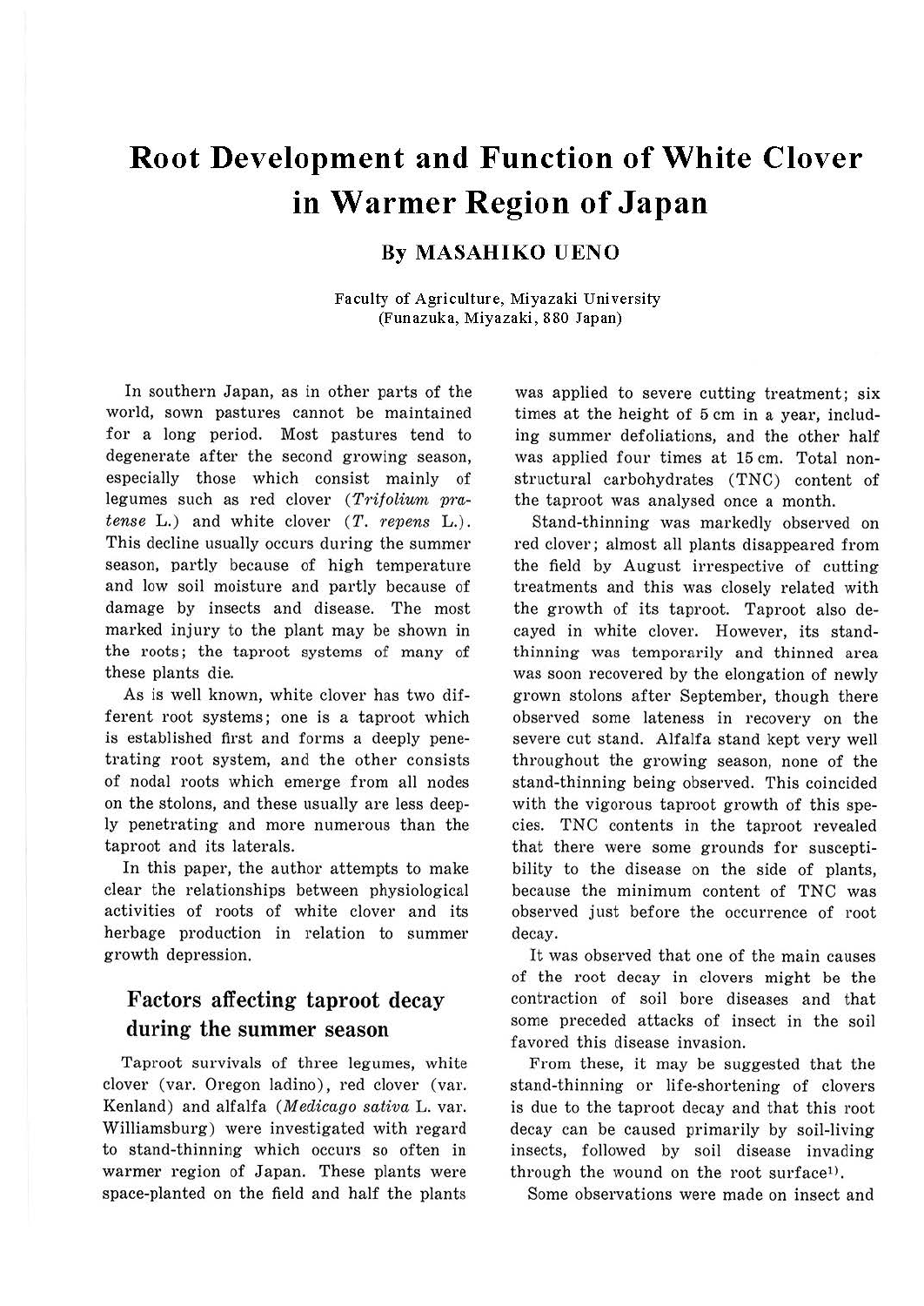# Root Development and Function of White Clover in Warmer Region of Japan

## By MASAHIKO UENO

Faculty of Agriculture, Miyazaki University
(Funazuka, Miyazaki, 880 Japan)

In southern Japan, as in other parts of the world, sown pastures cannot be maintained for a long period. Most pastures tend to degenerate after the second growing season, especially those which consist mainly of legumes such as red clover (*Trifolium pratense* L.) and white clover (*T. repens* L.). This decline usually occurs during the summer season, partly because of high temperature and low soil moisture and partly because of damage by insects and disease. The most marked injury to the plant may be shown in the roots; the taproot systems of many of these plants die.

As is well known, white clover has two different root systems; one is a taproot which is established first and forms a deeply penetrating root system, and the other consists of nodal roots which emerge from all nodes on the stolons, and these usually are less deeply penetrating and more numerous than the taproot and its laterals.

In this paper, the author attempts to make clear the relationships between physiological activities of roots of white clover and its herbage production in relation to summer growth depression.

## Factors affecting taproot decay during the summer season

Taproot survivals of three legumes, white clover (var. Oregon ladino), red clover (var. Kenland) and alfalfa (*Medicago sativa* L. var. Williamsburg) were investigated with regard to stand-thinning which occurs so often in warmer region of Japan. These plants were space-planted on the field and half the plants was applied to severe cutting treatment; six times at the height of 5 cm in a year, including summer defoliations, and the other half was applied four times at 15 cm. Total nonstructural carbohydrates (TNC) content of the taproot was analysed once a month.

Stand-thinning was markedly observed on red clover; almost all plants disappeared from the field by August irrespective of cutting treatments and this was closely related with the growth of its taproot. Taproot also decayed in white clover. However, its stand-thinning was temporarily and thinned area was soon recovered by the elongation of newly grown stolons after September, though there observed some lateness in recovery on the severe cut stand. Alfalfa stand kept very well throughout the growing season, none of the stand-thinning being observed. This coincided with the vigorous taproot growth of this species. TNC contents in the taproot revealed that there were some grounds for susceptibility to the disease on the side of plants, because the minimum content of TNC was observed just before the occurrence of root decay.

It was observed that one of the main causes of the root decay in clovers might be the contraction of soil bore diseases and that some preceded attacks of insect in the soil favored this disease invasion.

From these, it may be suggested that the stand-thinning or life-shortening of clovers is due to the taproot decay and that this root decay can be caused primarily by soil-living insects, followed by soil disease invading through the wound on the root surface[1].

Some observations were made on insect and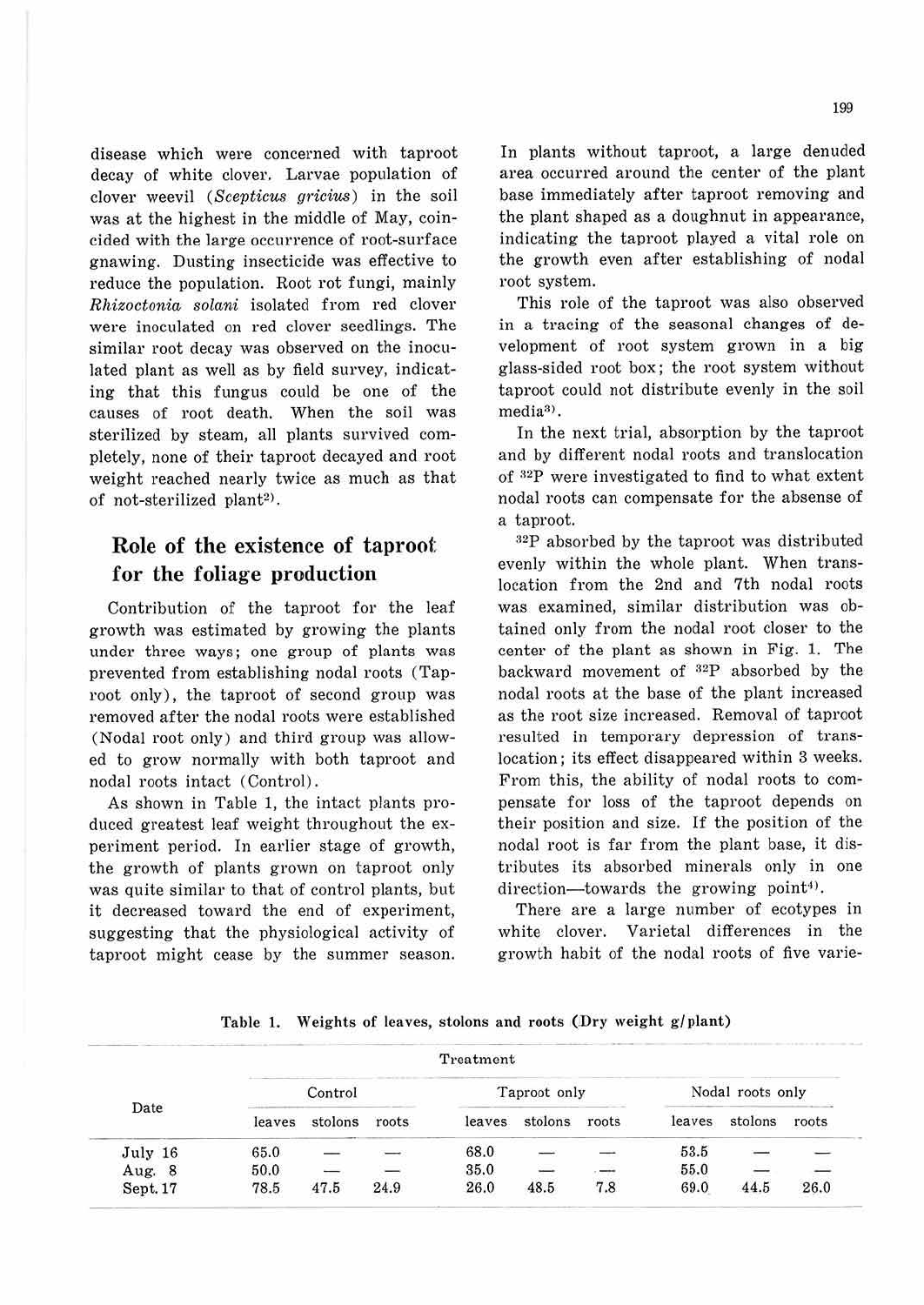disease which were concerned with taproot decay of white clover. Larvae population of clover weevil (*Scepticus gricius*) in the soil was at the highest in the middle of May, coincided with the large occurrence of root-surface gnawing. Dusting insecticide was effective to reduce the population. Root rot fungi, mainly *Rhizoctonia solani* isolated from red clover were inoculated on red clover seedlings. The similar root decay was observed on the inoculated plant as well as by field survey, indicating that this fungus could be one of the causes of root death. When the soil was sterilized by steam, all plants survived completely, none of their taproot decayed and root weight reached nearly twice as much as that of not-sterilized plant[2].

## Role of the existence of taproot for the foliage production

Contribution of the taproot for the leaf growth was estimated by growing the plants under three ways; one group of plants was prevented from establishing nodal roots (Taproot only), the taproot of second group was removed after the nodal roots were established (Nodal root only) and third group was allowed to grow normally with both taproot and nodal roots intact (Control).

As shown in Table 1, the intact plants produced greatest leaf weight throughout the experiment period. In earlier stage of growth, the growth of plants grown on taproot only was quite similar to that of control plants, but it decreased toward the end of experiment, suggesting that the physiological activity of taproot might cease by the summer season. In plants without taproot, a large denuded area occurred around the center of the plant base immediately after taproot removing and the plant shaped as a doughnut in appearance, indicating the taproot played a vital role on the growth even after establishing of nodal root system.

This role of the taproot was also observed in a tracing of the seasonal changes of development of root system grown in a big glass-sided root box; the root system without taproot could not distribute evenly in the soil media[3].

In the next trial, absorption by the taproot and by different nodal roots and translocation of $^{32}P$ were investigated to find to what extent nodal roots can compensate for the absense of a taproot.

$^{32}P$ absorbed by the taproot was distributed evenly within the whole plant. When translocation from the 2nd and 7th nodal roots was examined, similar distribution was obtained only from the nodal root closer to the center of the plant as shown in Fig. 1. The backward movement of $^{32}P$ absorbed by the nodal roots at the base of the plant increased as the root size increased. Removal of taproot resulted in temporary depression of translocation; its effect disappeared within 3 weeks. From this, the ability of nodal roots to compensate for loss of the taproot depends on their position and size. If the position of the nodal root is far from the plant base, it distributes its absorbed minerals only in one direction—towards the growing point[4].

There are a large number of ecotypes in white clover. Varietal differences in the growth habit of the nodal roots of five varie-

Table 1. Weights of leaves, stolons and roots (Dry weight g/plant)

| Date | Control | | | Taproot only | | | Nodal roots only | | |
|---|---|---|---|---|---|---|---|---|---|
| | leaves | stolons | roots | leaves | stolons | roots | leaves | stolons | roots |
| July 16 | 65.0 | — | — | 68.0 | — | — | 53.5 | — | — |
| Aug. 8 | 50.0 | — | — | 35.0 | — | — | 55.0 | — | — |
| Sept. 17 | 78.5 | 47.5 | 24.9 | 26.0 | 48.5 | 7.8 | 69.0 | 44.5 | 26.0 |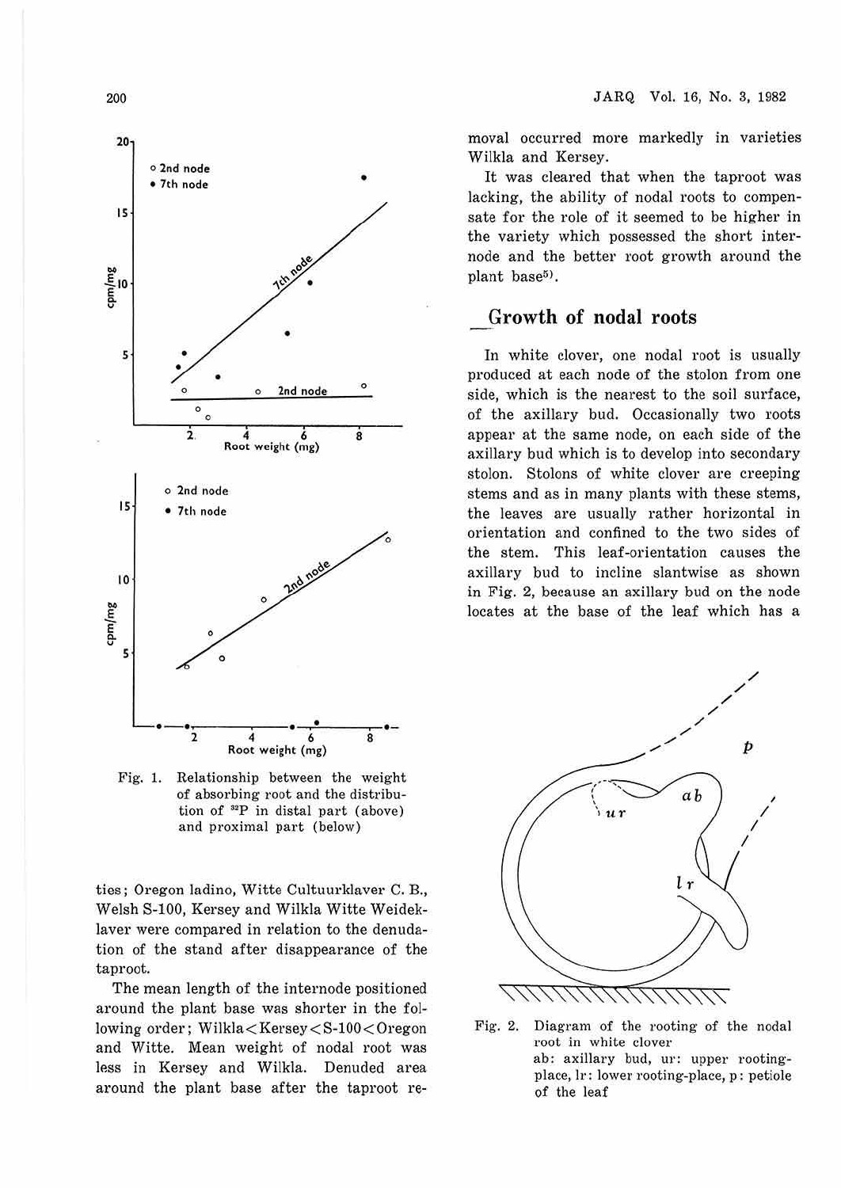Fig. 1. Relationship between the weight of absorbing root and the distribution of $^{32}P$ in distal part (above) and proximal part (below)

ties; Oregon ladino, Witte Cultuurklaver C. B., Welsh S-100, Kersey and Wilkla Witte Weidekkaver were compared in relation to the denudation of the stand after disappearance of the taproot.

The mean length of the internode positioned around the plant base was shorter in the following order; Wilkla < Kersey < S-100 < Oregon and Witte. Mean weight of nodal root was less in Kersey and Wilkla. Denuded area around the plant base after the taproot removal occurred more markedly in varieties Wilkla and Kersey.

It was cleared that when the taproot was lacking, the ability of nodal roots to compensate for the role of it seemed to be higher in the variety which possessed the short internode and the better root growth around the plant base[5].

## Growth of nodal roots

In white clover, one nodal root is usually produced at each node of the stolon from one side, which is the nearest to the soil surface, of the axillary bud. Occasionally two roots appear at the same node, on each side of the axillary bud which is to develop into secondary stolon. Stolons of white clover are creeping stems and as in many plants with these stems, the leaves are usually rather horizontal in orientation and confined to the two sides of the stem. This leaf-orientation causes the axillary bud to incline slantwise as shown in Fig. 2, because an axillary bud on the node locates at the base of the leaf which has a

Fig. 2. Diagram of the rooting of the nodal root in white clover
ab: axillary bud, ur: upper rooting-place, lr: lower rooting-place, p: petiole of the leaf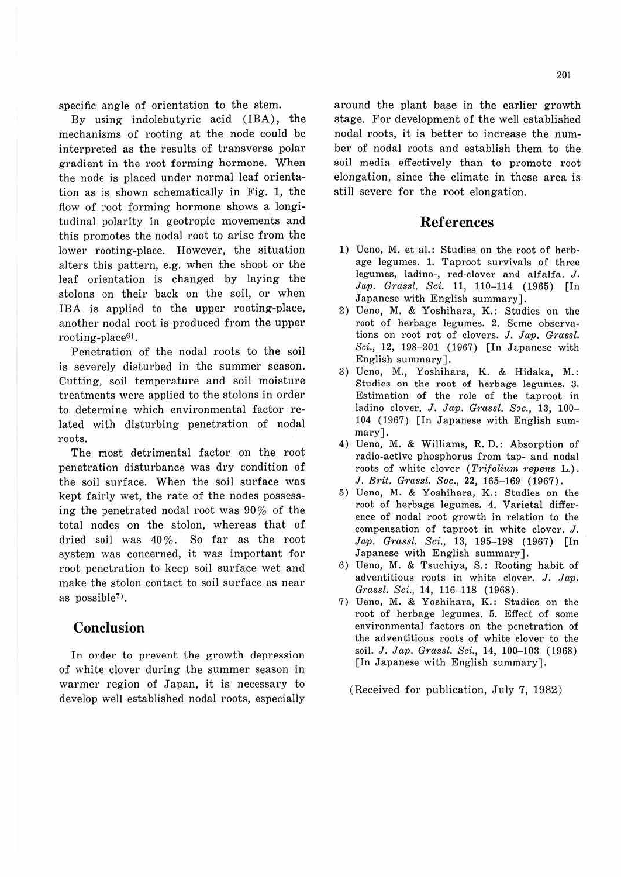specific angle of orientation to the stem.

By using indolebutyric acid (IBA), the mechanisms of rooting at the node could be interpreted as the results of transverse polar gradient in the root forming hormone. When the node is placed under normal leaf orientation as is shown schematically in Fig. 1, the flow of root forming hormone shows a longitudinal polarity in geotropic movements and this promotes the nodal root to arise from the lower rooting-place. However, the situation alters this pattern, e.g. when the shoot or the leaf orientation is changed by laying the stolons on their back on the soil, or when IBA is applied to the upper rooting-place, another nodal root is produced from the upper rooting-place[6].

Penetration of the nodal roots to the soil is severely disturbed in the summer season. Cutting, soil temperature and soil moisture treatments were applied to the stolons in order to determine which environmental factor related with disturbing penetration of nodal roots.

The most detrimental factor on the root penetration disturbance was dry condition of the soil surface. When the soil surface was kept fairly wet, the rate of the nodes possessing the penetrated nodal root was 90% of the total nodes on the stolon, whereas that of dried soil was 40%. So far as the root system was concerned, it was important for root penetration to keep soil surface wet and make the stolon contact to soil surface as near as possible[7].

## Conclusion

In order to prevent the growth depression of white clover during the summer season in warmer region of Japan, it is necessary to develop well established nodal roots, especially around the plant base in the earlier growth stage. For development of the well established nodal roots, it is better to increase the number of nodal roots and establish them to the soil media effectively than to promote root elongation, since the climate in these area is still severe for the root elongation.

## References

1) Ueno, M. et al.: Studies on the root of herbage legumes. 1. Taproot survivals of three legumes, ladino-, red-clover and alfalfa. *J. Jap. Grassl. Sci.* 11, 110–114 (1965) [In Japanese with English summary].
2) Ueno, M. & Yoshihara, K.: Studies on the root of herbage legumes. 2. Some observations on root rot of clovers. *J. Jap. Grassl. Sci.*, 12, 198–201 (1967) [In Japanese with English summary].
3) Ueno, M., Yoshihara, K. & Hidaka, M.: Studies on the root of herbage legumes. 3. Estimation of the role of the taproot in ladino clover. *J. Jap. Grassl. Soc.*, 13, 100–104 (1967) [In Japanese with English summary].
4) Ueno, M. & Williams, R. D.: Absorption of radio-active phosphorus from tap- and nodal roots of white clover (*Trifolium repens* L.). *J. Brit. Grassl. Soc.*, 22, 165–169 (1967).
5) Ueno, M. & Yoshihara, K.: Studies on the root of herbage legumes. 4. Varietal difference of nodal root growth in relation to the compensation of taproot in white clover. *J. Jap. Grassl. Sci.*, 13, 195–198 (1967) [In Japanese with English summary].
6) Ueno, M. & Tsuchiya, S.: Rooting habit of adventitious roots in white clover. *J. Jap. Grassl. Sci.*, 14, 116–118 (1968).
7) Ueno, M. & Yoshihara, K.: Studies on the root of herbage legumes. 5. Effect of some environmental factors on the penetration of the adventitious roots of white clover to the soil. *J. Jap. Grassl. Sci.*, 14, 100–103 (1968) [In Japanese with English summary].

(Received for publication, July 7, 1982)